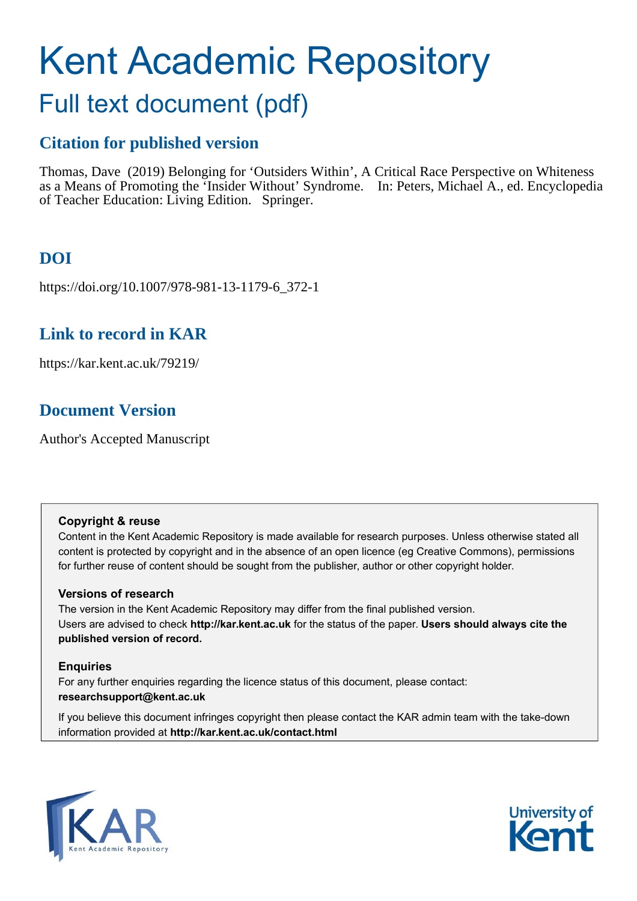# Kent Academic Repository

## Full text document (pdf)

### Citation for published version

Thomas, Dave (2019) Belonging for 'Outsiders Within', A Critical Race Perspective on Whiteness as a Means of Promoting the 'Insider Without' Syndrome. In: Peters, Michael A., ed. Encyclopedia of Teacher Education: Living Edition. Springer.

### DOI

https://doi.org/10.1007/978-981-13-1179-6_372-1

### Link to record in KAR

https://kar.kent.ac.uk/79219/

### Document Version

Author's Accepted Manuscript

**Copyright & reuse**

Content in the Kent Academic Repository is made available for research purposes. Unless otherwise stated all content is protected by copyright and in the absence of an open licence (eg Creative Commons), permissions for further reuse of content should be sought from the publisher, author or other copyright holder.

**Versions of research**

The version in the Kent Academic Repository may differ from the final published version. Users are advised to check **http://kar.kent.ac.uk** for the status of the paper. **Users should always cite the published version of record.**

**Enquiries**

For any further enquiries regarding the licence status of this document, please contact: **researchsupport@kent.ac.uk**

If you believe this document infringes copyright then please contact the KAR admin team with the take-down information provided at **http://kar.kent.ac.uk/contact.html**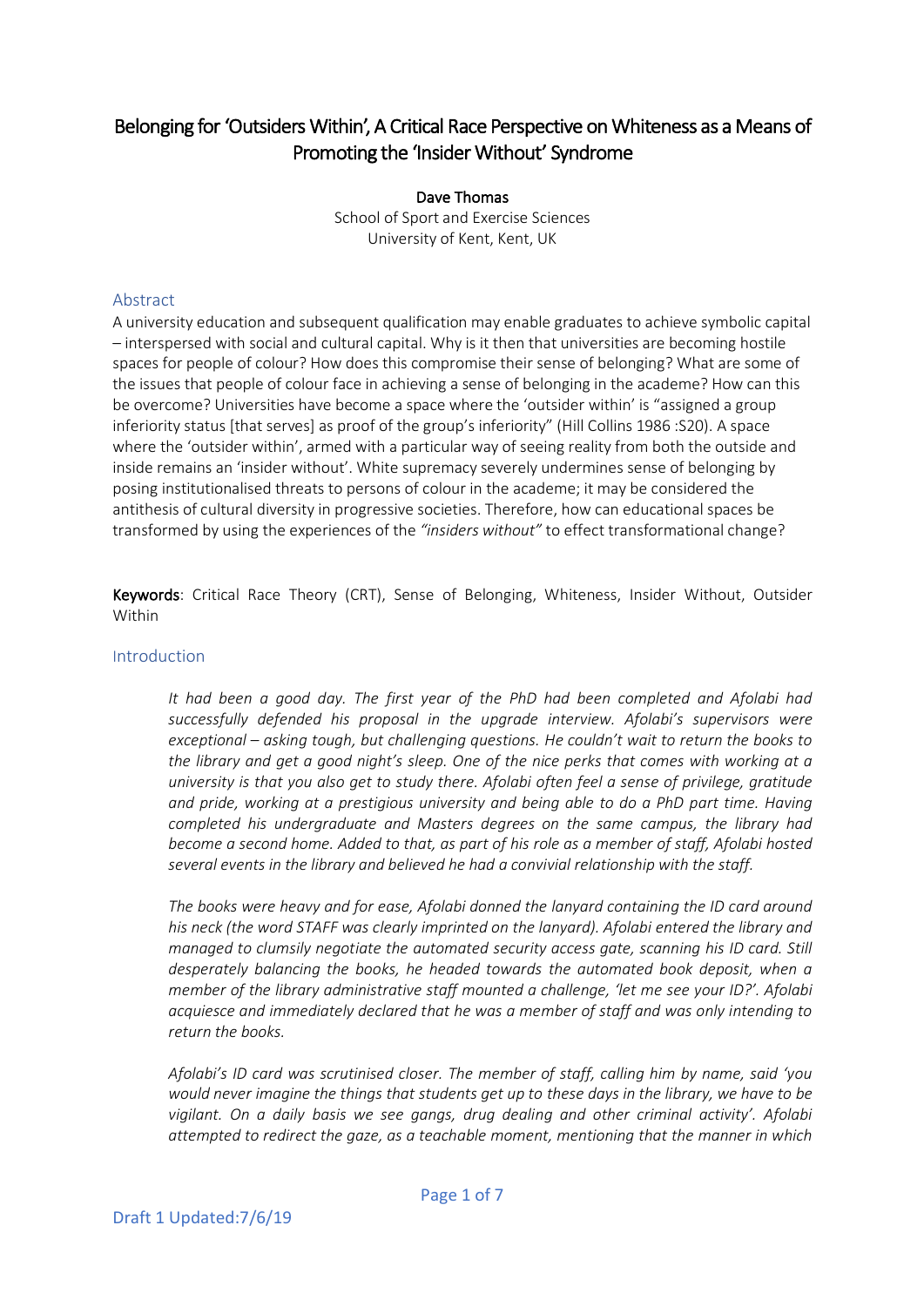# Belonging for 'Outsiders Within', A Critical Race Perspective on Whiteness as a Means of Promoting the 'Insider Without' Syndrome

**Dave Thomas**
School of Sport and Exercise Sciences
University of Kent, Kent, UK

## Abstract

A university education and subsequent qualification may enable graduates to achieve symbolic capital – interspersed with social and cultural capital. Why is it then that universities are becoming hostile spaces for people of colour? How does this compromise their sense of belonging? What are some of the issues that people of colour face in achieving a sense of belonging in the academe? How can this be overcome? Universities have become a space where the 'outsider within' is "assigned a group inferiority status [that serves] as proof of the group's inferiority" (Hill Collins 1986 :S20). A space where the 'outsider within', armed with a particular way of seeing reality from both the outside and inside remains an 'insider without'. White supremacy severely undermines sense of belonging by posing institutionalised threats to persons of colour in the academe; it may be considered the antithesis of cultural diversity in progressive societies. Therefore, how can educational spaces be transformed by using the experiences of the *"insiders without"* to effect transformational change?

**Keywords**: Critical Race Theory (CRT), Sense of Belonging, Whiteness, Insider Without, Outsider Within

## Introduction

> *It had been a good day. The first year of the PhD had been completed and Afolabi had successfully defended his proposal in the upgrade interview. Afolabi's supervisors were exceptional – asking tough, but challenging questions. He couldn't wait to return the books to the library and get a good night's sleep. One of the nice perks that comes with working at a university is that you also get to study there. Afolabi often feel a sense of privilege, gratitude and pride, working at a prestigious university and being able to do a PhD part time. Having completed his undergraduate and Masters degrees on the same campus, the library had become a second home. Added to that, as part of his role as a member of staff, Afolabi hosted several events in the library and believed he had a convivial relationship with the staff.*
>
> *The books were heavy and for ease, Afolabi donned the lanyard containing the ID card around his neck (the word STAFF was clearly imprinted on the lanyard). Afolabi entered the library and managed to clumsily negotiate the automated security access gate, scanning his ID card. Still desperately balancing the books, he headed towards the automated book deposit, when a member of the library administrative staff mounted a challenge, 'let me see your ID?'. Afolabi acquiesce and immediately declared that he was a member of staff and was only intending to return the books.*
>
> *Afolabi's ID card was scrutinised closer. The member of staff, calling him by name, said 'you would never imagine the things that students get up to these days in the library, we have to be vigilant. On a daily basis we see gangs, drug dealing and other criminal activity'. Afolabi attempted to redirect the gaze, as a teachable moment, mentioning that the manner in which*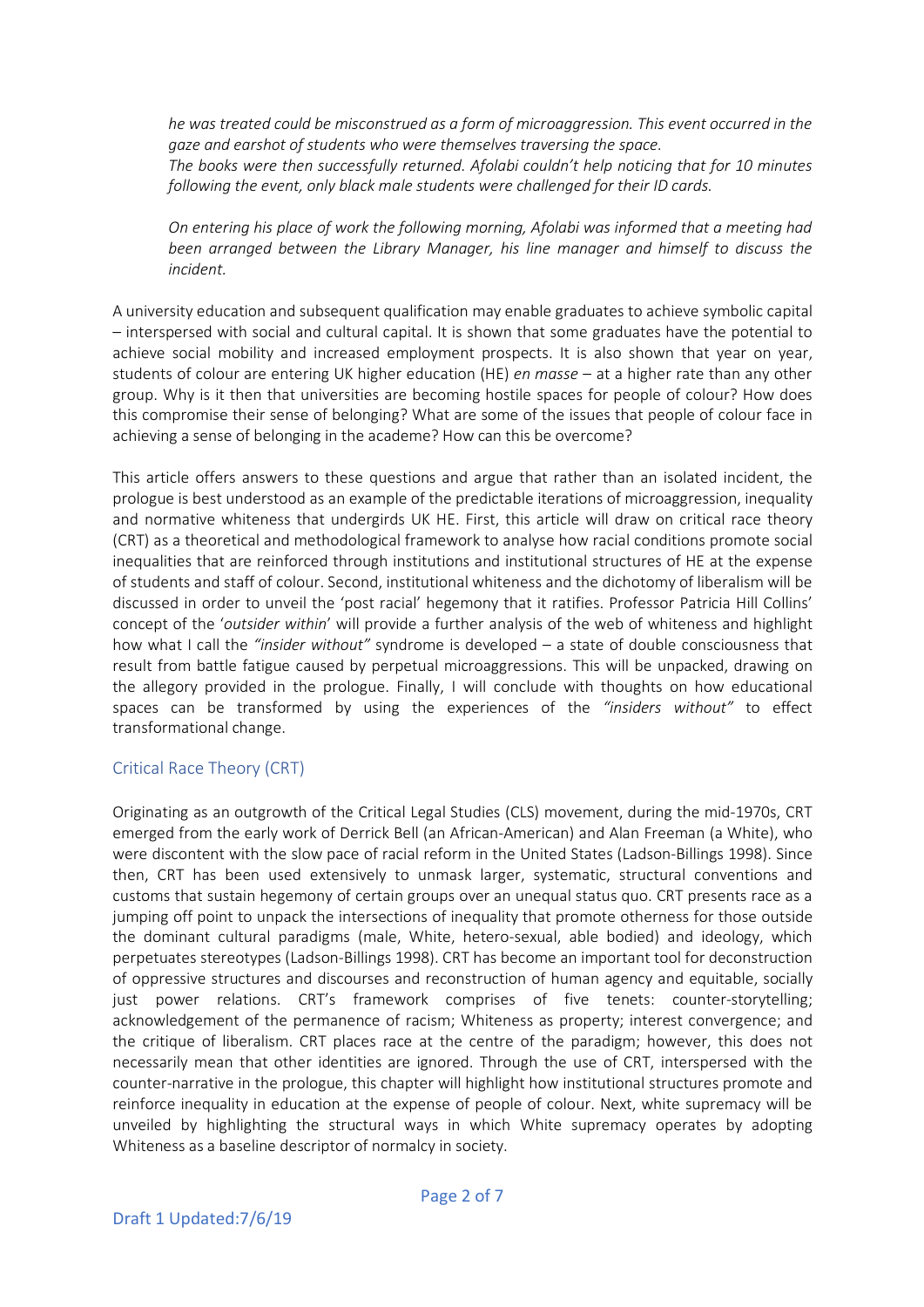*he was treated could be misconstrued as a form of microaggression. This event occurred in the gaze and earshot of students who were themselves traversing the space.*
*The books were then successfully returned. Afolabi couldn't help noticing that for 10 minutes following the event, only black male students were challenged for their ID cards.*

*On entering his place of work the following morning, Afolabi was informed that a meeting had been arranged between the Library Manager, his line manager and himself to discuss the incident.*

A university education and subsequent qualification may enable graduates to achieve symbolic capital – interspersed with social and cultural capital. It is shown that some graduates have the potential to achieve social mobility and increased employment prospects. It is also shown that year on year, students of colour are entering UK higher education (HE) *en masse* – at a higher rate than any other group. Why is it then that universities are becoming hostile spaces for people of colour? How does this compromise their sense of belonging? What are some of the issues that people of colour face in achieving a sense of belonging in the academe? How can this be overcome?

This article offers answers to these questions and argue that rather than an isolated incident, the prologue is best understood as an example of the predictable iterations of microaggression, inequality and normative whiteness that undergirds UK HE. First, this article will draw on critical race theory (CRT) as a theoretical and methodological framework to analyse how racial conditions promote social inequalities that are reinforced through institutions and institutional structures of HE at the expense of students and staff of colour. Second, institutional whiteness and the dichotomy of liberalism will be discussed in order to unveil the 'post racial' hegemony that it ratifies. Professor Patricia Hill Collins' concept of the '*outsider within*' will provide a further analysis of the web of whiteness and highlight how what I call the *"insider without"* syndrome is developed – a state of double consciousness that result from battle fatigue caused by perpetual microaggressions. This will be unpacked, drawing on the allegory provided in the prologue. Finally, I will conclude with thoughts on how educational spaces can be transformed by using the experiences of the *"insiders without"* to effect transformational change.

## Critical Race Theory (CRT)

Originating as an outgrowth of the Critical Legal Studies (CLS) movement, during the mid-1970s, CRT emerged from the early work of Derrick Bell (an African-American) and Alan Freeman (a White), who were discontent with the slow pace of racial reform in the United States (Ladson-Billings 1998). Since then, CRT has been used extensively to unmask larger, systematic, structural conventions and customs that sustain hegemony of certain groups over an unequal status quo. CRT presents race as a jumping off point to unpack the intersections of inequality that promote otherness for those outside the dominant cultural paradigms (male, White, hetero-sexual, able bodied) and ideology, which perpetuates stereotypes (Ladson-Billings 1998). CRT has become an important tool for deconstruction of oppressive structures and discourses and reconstruction of human agency and equitable, socially just power relations. CRT's framework comprises of five tenets: counter-storytelling; acknowledgement of the permanence of racism; Whiteness as property; interest convergence; and the critique of liberalism. CRT places race at the centre of the paradigm; however, this does not necessarily mean that other identities are ignored. Through the use of CRT, interspersed with the counter-narrative in the prologue, this chapter will highlight how institutional structures promote and reinforce inequality in education at the expense of people of colour. Next, white supremacy will be unveiled by highlighting the structural ways in which White supremacy operates by adopting Whiteness as a baseline descriptor of normalcy in society.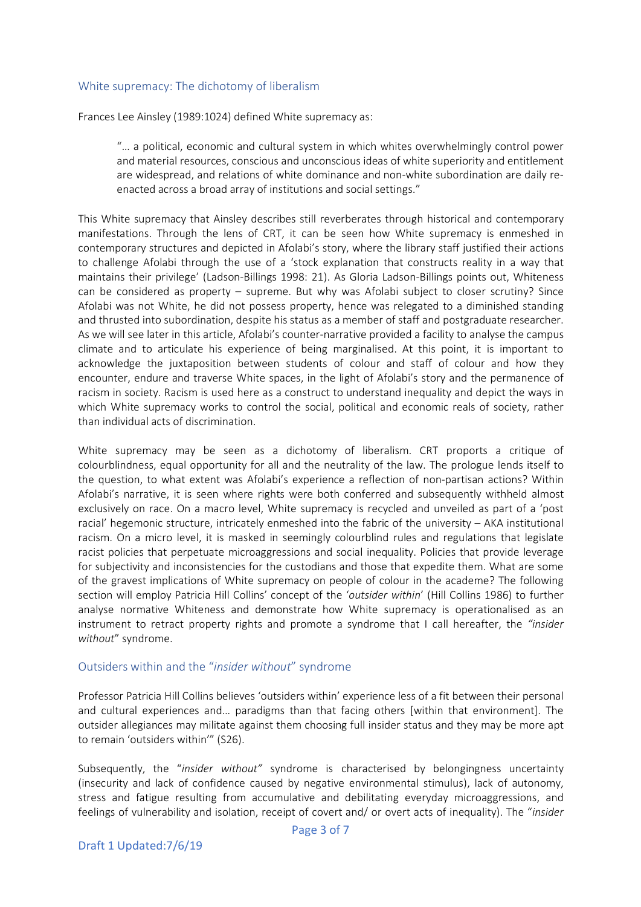## White supremacy: The dichotomy of liberalism

Frances Lee Ainsley (1989:1024) defined White supremacy as:

> "… a political, economic and cultural system in which whites overwhelmingly control power and material resources, conscious and unconscious ideas of white superiority and entitlement are widespread, and relations of white dominance and non-white subordination are daily re-enacted across a broad array of institutions and social settings."

This White supremacy that Ainsley describes still reverberates through historical and contemporary manifestations. Through the lens of CRT, it can be seen how White supremacy is enmeshed in contemporary structures and depicted in Afolabi's story, where the library staff justified their actions to challenge Afolabi through the use of a 'stock explanation that constructs reality in a way that maintains their privilege' (Ladson-Billings 1998: 21). As Gloria Ladson-Billings points out, Whiteness can be considered as property – supreme. But why was Afolabi subject to closer scrutiny? Since Afolabi was not White, he did not possess property, hence was relegated to a diminished standing and thrusted into subordination, despite his status as a member of staff and postgraduate researcher. As we will see later in this article, Afolabi's counter-narrative provided a facility to analyse the campus climate and to articulate his experience of being marginalised. At this point, it is important to acknowledge the juxtaposition between students of colour and staff of colour and how they encounter, endure and traverse White spaces, in the light of Afolabi's story and the permanence of racism in society. Racism is used here as a construct to understand inequality and depict the ways in which White supremacy works to control the social, political and economic reals of society, rather than individual acts of discrimination.

White supremacy may be seen as a dichotomy of liberalism. CRT proports a critique of colourblindness, equal opportunity for all and the neutrality of the law. The prologue lends itself to the question, to what extent was Afolabi's experience a reflection of non-partisan actions? Within Afolabi's narrative, it is seen where rights were both conferred and subsequently withheld almost exclusively on race. On a macro level, White supremacy is recycled and unveiled as part of a 'post racial' hegemonic structure, intricately enmeshed into the fabric of the university – AKA institutional racism. On a micro level, it is masked in seemingly colourblind rules and regulations that legislate racist policies that perpetuate microaggressions and social inequality. Policies that provide leverage for subjectivity and inconsistencies for the custodians and those that expedite them. What are some of the gravest implications of White supremacy on people of colour in the academe? The following section will employ Patricia Hill Collins' concept of the '*outsider within*' (Hill Collins 1986) to further analyse normative Whiteness and demonstrate how White supremacy is operationalised as an instrument to retract property rights and promote a syndrome that I call hereafter, the *"insider without"* syndrome.

## Outsiders within and the "*insider without*" syndrome

Professor Patricia Hill Collins believes 'outsiders within' experience less of a fit between their personal and cultural experiences and… paradigms than that facing others [within that environment]. The outsider allegiances may militate against them choosing full insider status and they may be more apt to remain 'outsiders within'" (S26).

Subsequently, the "*insider without"* syndrome is characterised by belongingness uncertainty (insecurity and lack of confidence caused by negative environmental stimulus), lack of autonomy, stress and fatigue resulting from accumulative and debilitating everyday microaggressions, and feelings of vulnerability and isolation, receipt of covert and/ or overt acts of inequality). The "*insider*

Draft 1 Updated:7/6/19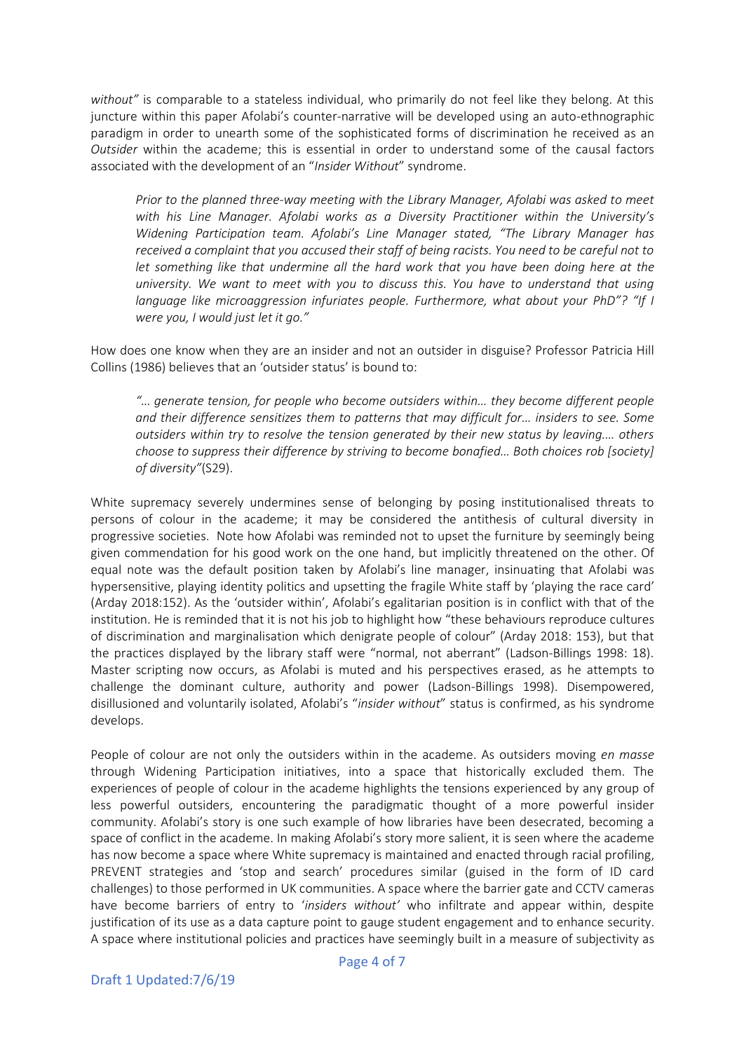*without"* is comparable to a stateless individual, who primarily do not feel like they belong. At this juncture within this paper Afolabi's counter-narrative will be developed using an auto-ethnographic paradigm in order to unearth some of the sophisticated forms of discrimination he received as an *Outsider* within the academe; this is essential in order to understand some of the causal factors associated with the development of an "*Insider Without*" syndrome.

> *Prior to the planned three-way meeting with the Library Manager, Afolabi was asked to meet with his Line Manager. Afolabi works as a Diversity Practitioner within the University's Widening Participation team. Afolabi's Line Manager stated, "The Library Manager has received a complaint that you accused their staff of being racists. You need to be careful not to let something like that undermine all the hard work that you have been doing here at the university. We want to meet with you to discuss this. You have to understand that using language like microaggression infuriates people. Furthermore, what about your PhD"? "If I were you, I would just let it go."*

How does one know when they are an insider and not an outsider in disguise? Professor Patricia Hill Collins (1986) believes that an 'outsider status' is bound to:

> *"… generate tension, for people who become outsiders within… they become different people and their difference sensitizes them to patterns that may difficult for… insiders to see. Some outsiders within try to resolve the tension generated by their new status by leaving.… others choose to suppress their difference by striving to become bonafied… Both choices rob [society] of diversity"*(S29).

White supremacy severely undermines sense of belonging by posing institutionalised threats to persons of colour in the academe; it may be considered the antithesis of cultural diversity in progressive societies. Note how Afolabi was reminded not to upset the furniture by seemingly being given commendation for his good work on the one hand, but implicitly threatened on the other. Of equal note was the default position taken by Afolabi's line manager, insinuating that Afolabi was hypersensitive, playing identity politics and upsetting the fragile White staff by 'playing the race card' (Arday 2018:152). As the 'outsider within', Afolabi's egalitarian position is in conflict with that of the institution. He is reminded that it is not his job to highlight how "these behaviours reproduce cultures of discrimination and marginalisation which denigrate people of colour" (Arday 2018: 153), but that the practices displayed by the library staff were "normal, not aberrant" (Ladson-Billings 1998: 18). Master scripting now occurs, as Afolabi is muted and his perspectives erased, as he attempts to challenge the dominant culture, authority and power (Ladson-Billings 1998). Disempowered, disillusioned and voluntarily isolated, Afolabi's "*insider without*" status is confirmed, as his syndrome develops.

People of colour are not only the outsiders within in the academe. As outsiders moving *en masse* through Widening Participation initiatives, into a space that historically excluded them. The experiences of people of colour in the academe highlights the tensions experienced by any group of less powerful outsiders, encountering the paradigmatic thought of a more powerful insider community. Afolabi's story is one such example of how libraries have been desecrated, becoming a space of conflict in the academe. In making Afolabi's story more salient, it is seen where the academe has now become a space where White supremacy is maintained and enacted through racial profiling, PREVENT strategies and 'stop and search' procedures similar (guised in the form of ID card challenges) to those performed in UK communities. A space where the barrier gate and CCTV cameras have become barriers of entry to '*insiders without'* who infiltrate and appear within, despite justification of its use as a data capture point to gauge student engagement and to enhance security. A space where institutional policies and practices have seemingly built in a measure of subjectivity as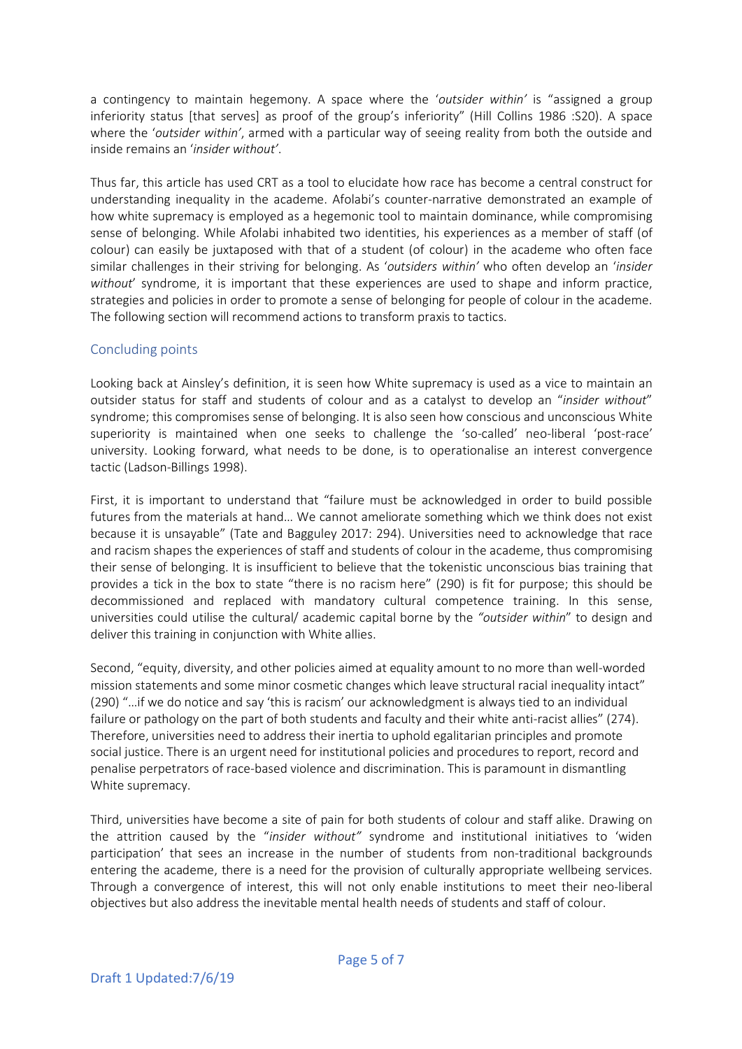a contingency to maintain hegemony. A space where the '*outsider within'* is "assigned a group inferiority status [that serves] as proof of the group's inferiority" (Hill Collins 1986 :S20). A space where the '*outsider within'*, armed with a particular way of seeing reality from both the outside and inside remains an '*insider without'*.

Thus far, this article has used CRT as a tool to elucidate how race has become a central construct for understanding inequality in the academe. Afolabi's counter-narrative demonstrated an example of how white supremacy is employed as a hegemonic tool to maintain dominance, while compromising sense of belonging. While Afolabi inhabited two identities, his experiences as a member of staff (of colour) can easily be juxtaposed with that of a student (of colour) in the academe who often face similar challenges in their striving for belonging. As '*outsiders within'* who often develop an '*insider without*' syndrome, it is important that these experiences are used to shape and inform practice, strategies and policies in order to promote a sense of belonging for people of colour in the academe. The following section will recommend actions to transform praxis to tactics.

## Concluding points

Looking back at Ainsley's definition, it is seen how White supremacy is used as a vice to maintain an outsider status for staff and students of colour and as a catalyst to develop an "*insider without*" syndrome; this compromises sense of belonging. It is also seen how conscious and unconscious White superiority is maintained when one seeks to challenge the 'so-called' neo-liberal 'post-race' university. Looking forward, what needs to be done, is to operationalise an interest convergence tactic (Ladson-Billings 1998).

First, it is important to understand that "failure must be acknowledged in order to build possible futures from the materials at hand… We cannot ameliorate something which we think does not exist because it is unsayable" (Tate and Bagguley 2017: 294). Universities need to acknowledge that race and racism shapes the experiences of staff and students of colour in the academe, thus compromising their sense of belonging. It is insufficient to believe that the tokenistic unconscious bias training that provides a tick in the box to state "there is no racism here" (290) is fit for purpose; this should be decommissioned and replaced with mandatory cultural competence training. In this sense, universities could utilise the cultural/ academic capital borne by the *"outsider within*" to design and deliver this training in conjunction with White allies.

Second, "equity, diversity, and other policies aimed at equality amount to no more than well-worded mission statements and some minor cosmetic changes which leave structural racial inequality intact" (290) "…if we do notice and say 'this is racism' our acknowledgment is always tied to an individual failure or pathology on the part of both students and faculty and their white anti-racist allies" (274). Therefore, universities need to address their inertia to uphold egalitarian principles and promote social justice. There is an urgent need for institutional policies and procedures to report, record and penalise perpetrators of race-based violence and discrimination. This is paramount in dismantling White supremacy.

Third, universities have become a site of pain for both students of colour and staff alike. Drawing on the attrition caused by the "*insider without"* syndrome and institutional initiatives to 'widen participation' that sees an increase in the number of students from non-traditional backgrounds entering the academe, there is a need for the provision of culturally appropriate wellbeing services. Through a convergence of interest, this will not only enable institutions to meet their neo-liberal objectives but also address the inevitable mental health needs of students and staff of colour.

Draft 1 Updated:7/6/19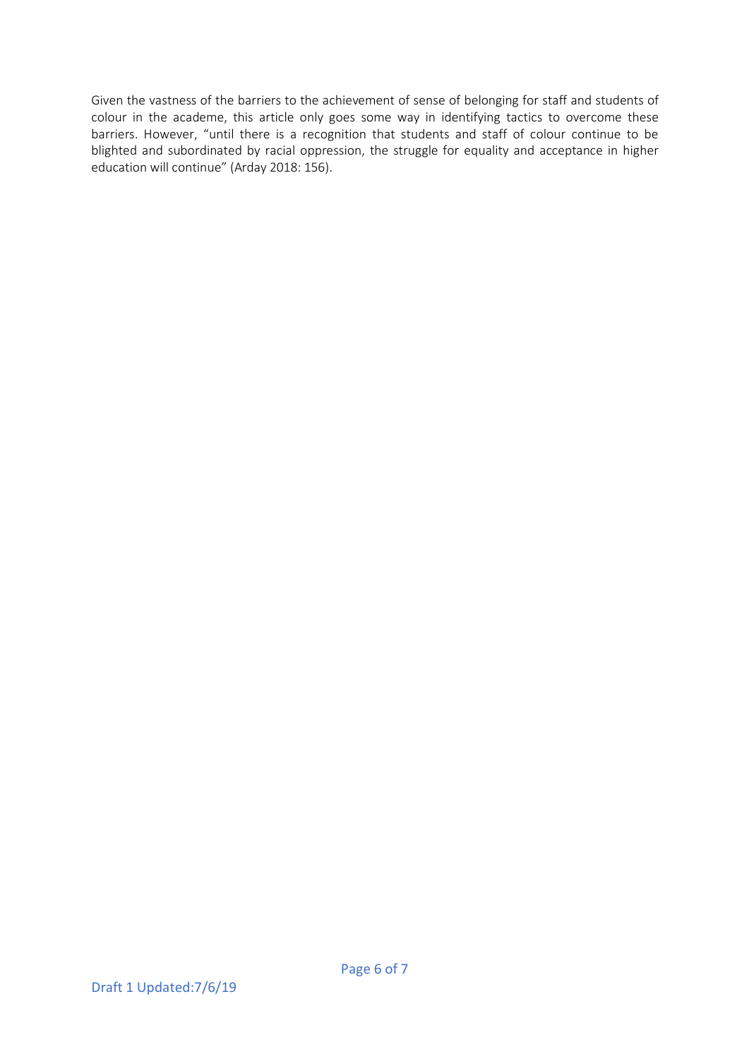Given the vastness of the barriers to the achievement of sense of belonging for staff and students of colour in the academe, this article only goes some way in identifying tactics to overcome these barriers. However, “until there is a recognition that students and staff of colour continue to be blighted and subordinated by racial oppression, the struggle for equality and acceptance in higher education will continue” (Arday 2018: 156).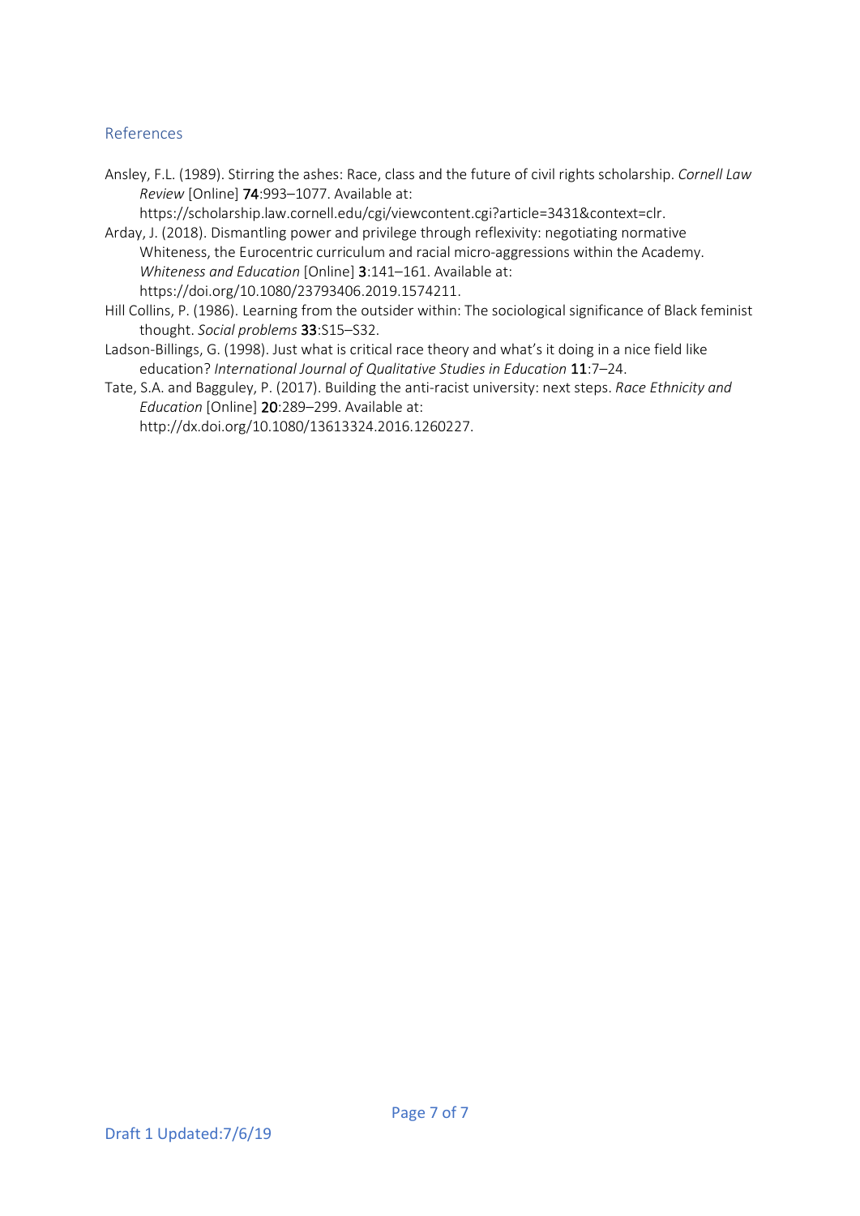## References

Ansley, F.L. (1989). Stirring the ashes: Race, class and the future of civil rights scholarship. *Cornell Law Review* [Online] **74**:993–1077. Available at: https://scholarship.law.cornell.edu/cgi/viewcontent.cgi?article=3431&context=clr.

Arday, J. (2018). Dismantling power and privilege through reflexivity: negotiating normative Whiteness, the Eurocentric curriculum and racial micro-aggressions within the Academy. *Whiteness and Education* [Online] **3**:141–161. Available at: https://doi.org/10.1080/23793406.2019.1574211.

Hill Collins, P. (1986). Learning from the outsider within: The sociological significance of Black feminist thought. *Social problems* **33**:S15–S32.

Ladson-Billings, G. (1998). Just what is critical race theory and what's it doing in a nice field like education? *International Journal of Qualitative Studies in Education* **11**:7–24.

Tate, S.A. and Bagguley, P. (2017). Building the anti-racist university: next steps. *Race Ethnicity and Education* [Online] **20**:289–299. Available at: http://dx.doi.org/10.1080/13613324.2016.1260227.

Draft 1 Updated:7/6/19